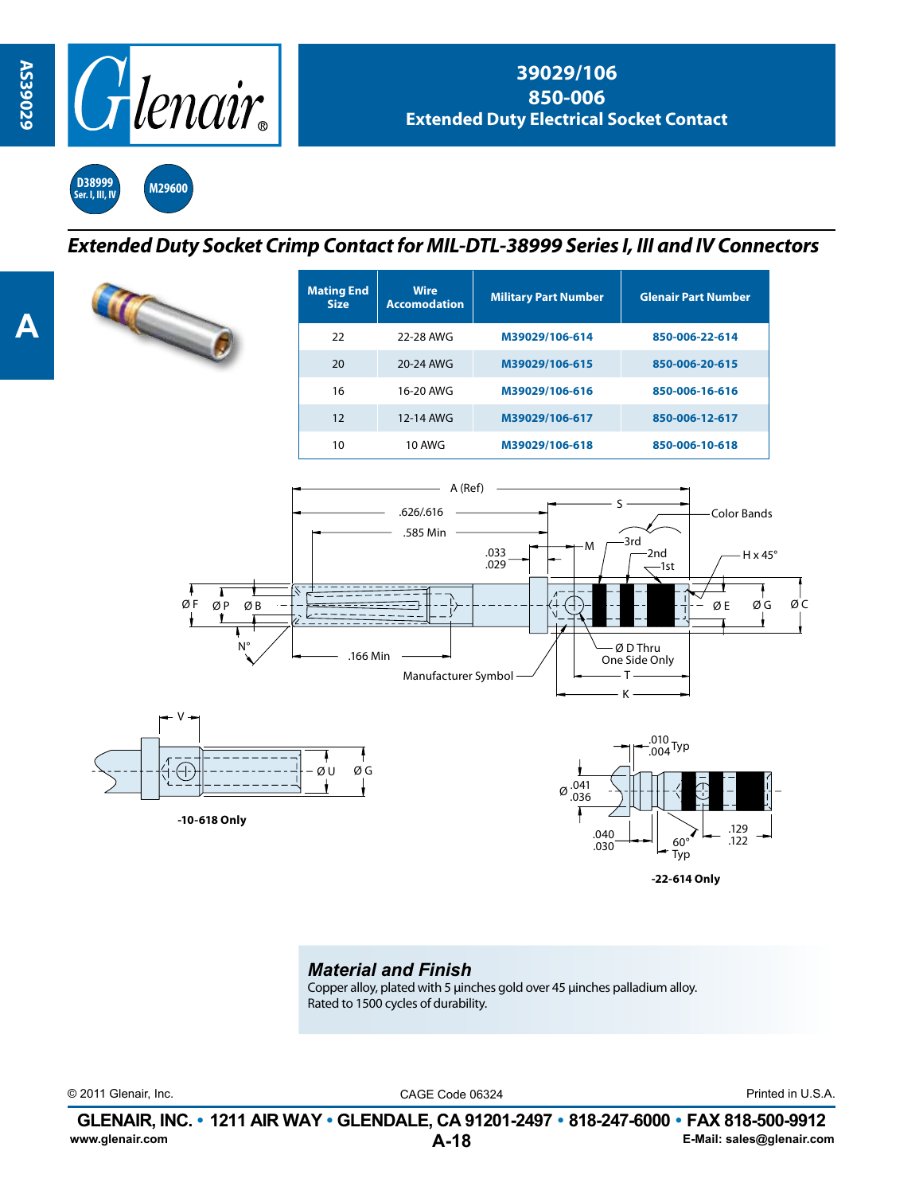# 39029/106
# 850-006
## Extended Duty Electrical Socket Contact

D38999 Ser. I, III, IV

M29600

## *Extended Duty Socket Crimp Contact for MIL-DTL-38999 Series I, III and IV Connectors*

| Mating End Size | Wire Accomodation | Military Part Number | Glenair Part Number |
|---|---|---|---|
| 22 | 22-28 AWG | M39029/106-614 | 850-006-22-614 |
| 20 | 20-24 AWG | M39029/106-615 | 850-006-20-615 |
| 16 | 16-20 AWG | M39029/106-616 | 850-006-16-616 |
| 12 | 12-14 AWG | M39029/106-617 | 850-006-12-617 |
| 10 | 10 AWG | M39029/106-618 | 850-006-10-618 |

A (Ref), .626/.616, .585 Min, S, Color Bands, 3rd, 2nd, 1st, M, .033/.029, H x 45°, Ø F, Ø P, Ø B, Ø E, Ø G, Ø C, N°, .166 Min, Manufacturer Symbol, Ø D Thru One Side Only, T, K

V, Ø U, Ø G

**-10-618 Only**

.010/.004 Typ, Ø .041/.036, .040/.030, 60° Typ, .129/.122

**-22-614 Only**

### *Material and Finish*

Copper alloy, plated with 5 µinches gold over 45 µinches palladium alloy.
Rated to 1500 cycles of durability.

© 2011 Glenair, Inc. CAGE Code 06324 Printed in U.S.A.

**GLENAIR, INC. • 1211 AIR WAY • GLENDALE, CA 91201-2497 • 818-247-6000 • FAX 818-500-9912**

www.glenair.com E-Mail: sales@glenair.com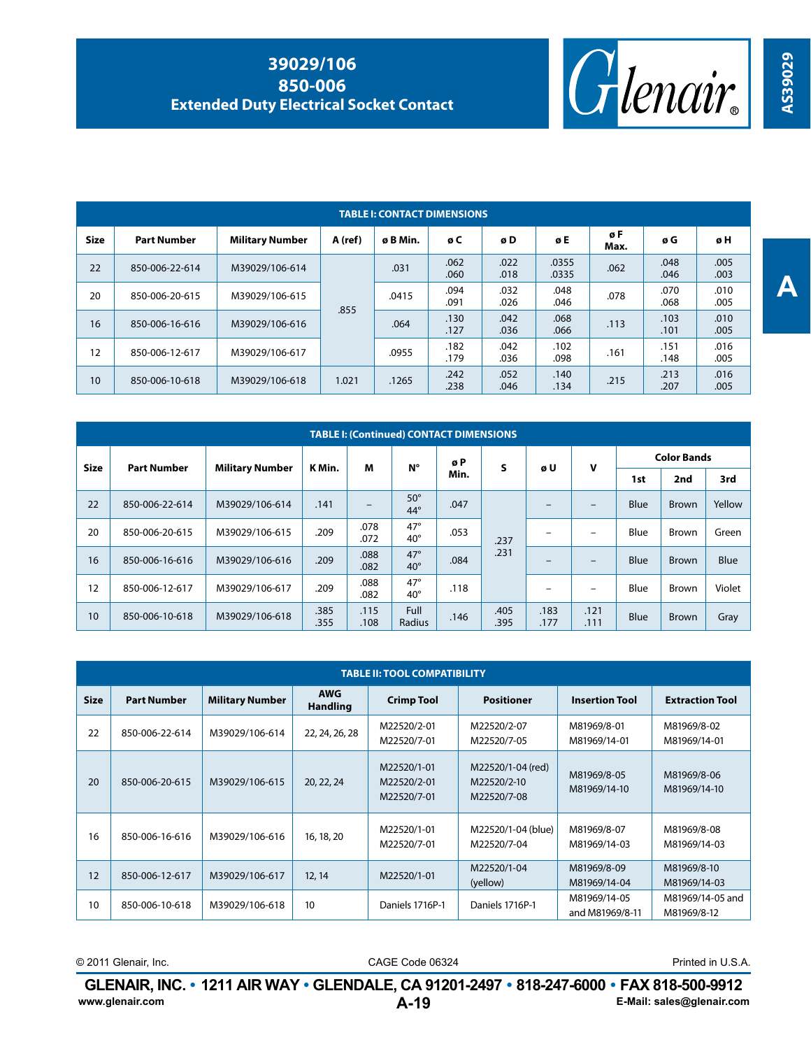# 39029/106
# 850-006
## Extended Duty Electrical Socket Contact

| TABLE I: CONTACT DIMENSIONS | | | | | | | | | | |
|---|---|---|---|---|---|---|---|---|---|---|
| Size | Part Number | Military Number | A (ref) | ø B Min. | ø C | ø D | ø E | ø F Max. | ø G | ø H |
| 22 | 850-006-22-614 | M39029/106-614 | .855 | .031 | .062 .060 | .022 .018 | .0355 .0335 | .062 | .048 .046 | .005 .003 |
| 20 | 850-006-20-615 | M39029/106-615 | .855 | .0415 | .094 .091 | .032 .026 | .048 .046 | .078 | .070 .068 | .010 .005 |
| 16 | 850-006-16-616 | M39029/106-616 | .855 | .064 | .130 .127 | .042 .036 | .068 .066 | .113 | .103 .101 | .010 .005 |
| 12 | 850-006-12-617 | M39029/106-617 | .855 | .0955 | .182 .179 | .042 .036 | .102 .098 | .161 | .151 .148 | .016 .005 |
| 10 | 850-006-10-618 | M39029/106-618 | 1.021 | .1265 | .242 .238 | .052 .046 | .140 .134 | .215 | .213 .207 | .016 .005 |

| TABLE I: (Continued) CONTACT DIMENSIONS | | | | | | | | | | | Color Bands | | |
|---|---|---|---|---|---|---|---|---|---|---|---|---|---|
| Size | Part Number | Military Number | K Min. | M | N° | ø P Min. | S | ø U | V | 1st | 2nd | 3rd |
| 22 | 850-006-22-614 | M39029/106-614 | .141 | – | 50° 44° | .047 | .237 .231 | – | – | Blue | Brown | Yellow |
| 20 | 850-006-20-615 | M39029/106-615 | .209 | .078 .072 | 47° 40° | .053 | .237 .231 | – | – | Blue | Brown | Green |
| 16 | 850-006-16-616 | M39029/106-616 | .209 | .088 .082 | 47° 40° | .084 | .237 .231 | – | – | Blue | Brown | Blue |
| 12 | 850-006-12-617 | M39029/106-617 | .209 | .088 .082 | 47° 40° | .118 | .237 .231 | – | – | Blue | Brown | Violet |
| 10 | 850-006-10-618 | M39029/106-618 | .385 .355 | .115 .108 | Full Radius | .146 | .405 .395 | .183 .177 | .121 .111 | Blue | Brown | Gray |

| TABLE II: TOOL COMPATIBILITY | | | | | | | |
|---|---|---|---|---|---|---|---|
| Size | Part Number | Military Number | AWG Handling | Crimp Tool | Positioner | Insertion Tool | Extraction Tool |
| 22 | 850-006-22-614 | M39029/106-614 | 22, 24, 26, 28 | M22520/2-01 M22520/7-01 | M22520/2-07 M22520/7-05 | M81969/8-01 M81969/14-01 | M81969/8-02 M81969/14-01 |
| 20 | 850-006-20-615 | M39029/106-615 | 20, 22, 24 | M22520/1-01 M22520/2-01 M22520/7-01 | M22520/1-04 (red) M22520/2-10 M22520/7-08 | M81969/8-05 M81969/14-10 | M81969/8-06 M81969/14-10 |
| 16 | 850-006-16-616 | M39029/106-616 | 16, 18, 20 | M22520/1-01 M22520/7-01 | M22520/1-04 (blue) M22520/7-04 | M81969/8-07 M81969/14-03 | M81969/8-08 M81969/14-03 |
| 12 | 850-006-12-617 | M39029/106-617 | 12, 14 | M22520/1-01 | M22520/1-04 (yellow) | M81969/8-09 M81969/14-04 | M81969/8-10 M81969/14-03 |
| 10 | 850-006-10-618 | M39029/106-618 | 10 | Daniels 1716P-1 | Daniels 1716P-1 | M81969/14-05 and M81969/8-11 | M81969/14-05 and M81969/8-12 |

© 2011 Glenair, Inc. CAGE Code 06324 Printed in U.S.A.

**GLENAIR, INC. • 1211 AIR WAY • GLENDALE, CA 91201-2497 • 818-247-6000 • FAX 818-500-9912**

www.glenair.com E-Mail: sales@glenair.com